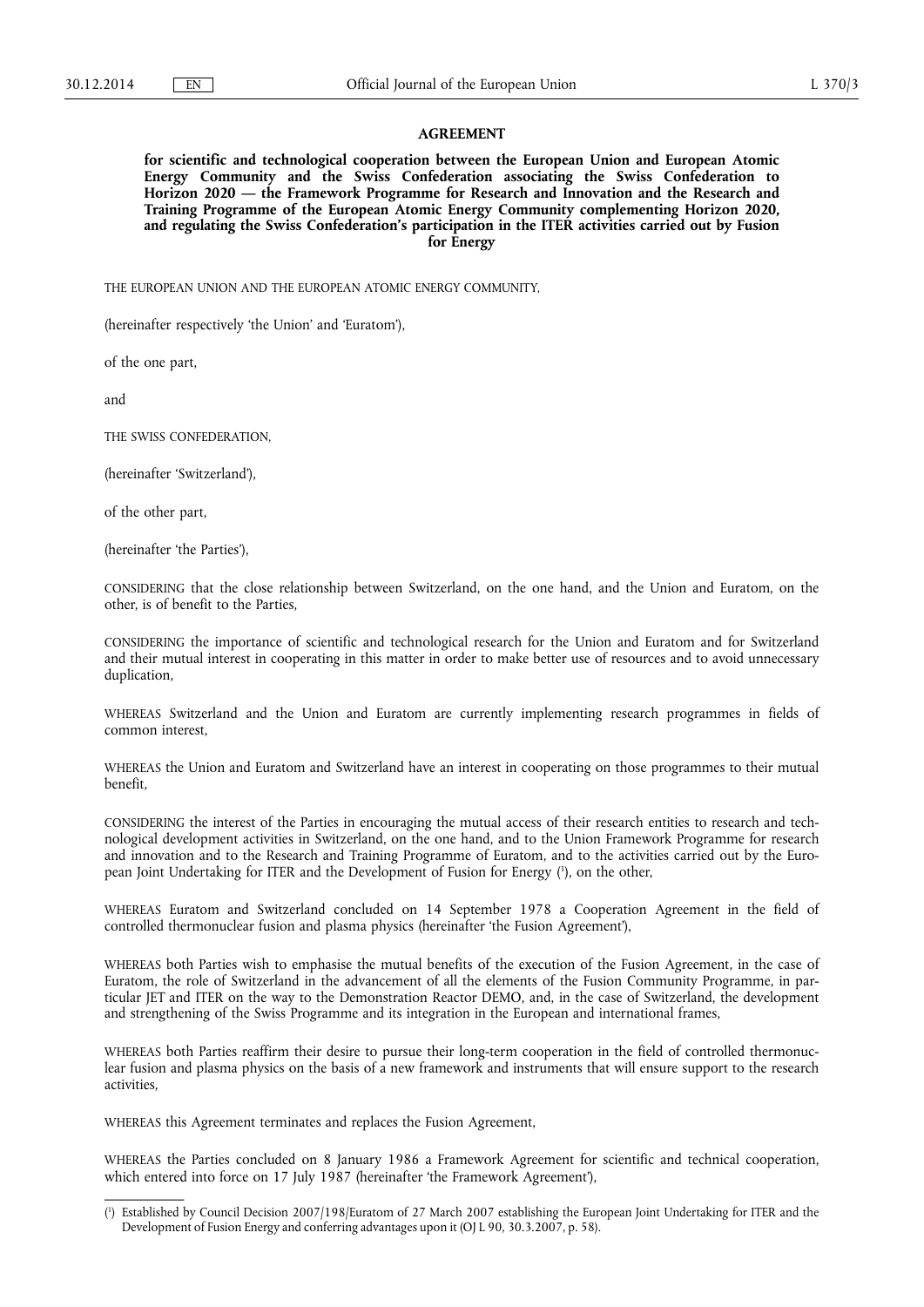# AGREEMENT

**for scientific and technological cooperation between the European Union and European Atomic Energy Community and the Swiss Confederation associating the Swiss Confederation to Horizon 2020 — the Framework Programme for Research and Innovation and the Research and Training Programme of the European Atomic Energy Community complementing Horizon 2020, and regulating the Swiss Confederation's participation in the ITER activities carried out by Fusion for Energy**

THE EUROPEAN UNION AND THE EUROPEAN ATOMIC ENERGY COMMUNITY,

(hereinafter respectively 'the Union' and 'Euratom'),

of the one part,

and

THE SWISS CONFEDERATION,

(hereinafter 'Switzerland'),

of the other part,

(hereinafter 'the Parties'),

CONSIDERING that the close relationship between Switzerland, on the one hand, and the Union and Euratom, on the other, is of benefit to the Parties,

CONSIDERING the importance of scientific and technological research for the Union and Euratom and for Switzerland and their mutual interest in cooperating in this matter in order to make better use of resources and to avoid unnecessary duplication,

WHEREAS Switzerland and the Union and Euratom are currently implementing research programmes in fields of common interest,

WHEREAS the Union and Euratom and Switzerland have an interest in cooperating on those programmes to their mutual benefit,

CONSIDERING the interest of the Parties in encouraging the mutual access of their research entities to research and technological development activities in Switzerland, on the one hand, and to the Union Framework Programme for research and innovation and to the Research and Training Programme of Euratom, and to the activities carried out by the European Joint Undertaking for ITER and the Development of Fusion for Energy [1], on the other,

WHEREAS Euratom and Switzerland concluded on 14 September 1978 a Cooperation Agreement in the field of controlled thermonuclear fusion and plasma physics (hereinafter 'the Fusion Agreement'),

WHEREAS both Parties wish to emphasise the mutual benefits of the execution of the Fusion Agreement, in the case of Euratom, the role of Switzerland in the advancement of all the elements of the Fusion Community Programme, in particular JET and ITER on the way to the Demonstration Reactor DEMO, and, in the case of Switzerland, the development and strengthening of the Swiss Programme and its integration in the European and international frames,

WHEREAS both Parties reaffirm their desire to pursue their long-term cooperation in the field of controlled thermonuclear fusion and plasma physics on the basis of a new framework and instruments that will ensure support to the research activities,

WHEREAS this Agreement terminates and replaces the Fusion Agreement,

WHEREAS the Parties concluded on 8 January 1986 a Framework Agreement for scientific and technical cooperation, which entered into force on 17 July 1987 (hereinafter 'the Framework Agreement'),

---

[1] Established by Council Decision 2007/198/Euratom of 27 March 2007 establishing the European Joint Undertaking for ITER and the Development of Fusion Energy and conferring advantages upon it (OJ L 90, 30.3.2007, p. 58).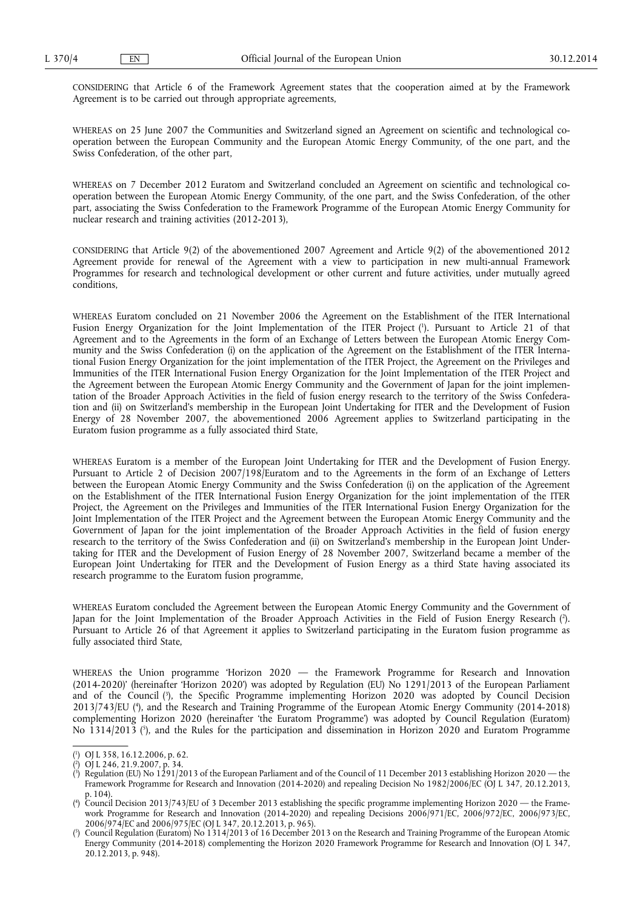CONSIDERING that Article 6 of the Framework Agreement states that the cooperation aimed at by the Framework Agreement is to be carried out through appropriate agreements,

WHEREAS on 25 June 2007 the Communities and Switzerland signed an Agreement on scientific and technological co-operation between the European Community and the European Atomic Energy Community, of the one part, and the Swiss Confederation, of the other part,

WHEREAS on 7 December 2012 Euratom and Switzerland concluded an Agreement on scientific and technological co-operation between the European Atomic Energy Community, of the one part, and the Swiss Confederation, of the other part, associating the Swiss Confederation to the Framework Programme of the European Atomic Energy Community for nuclear research and training activities (2012-2013),

CONSIDERING that Article 9(2) of the abovementioned 2007 Agreement and Article 9(2) of the abovementioned 2012 Agreement provide for renewal of the Agreement with a view to participation in new multi-annual Framework Programmes for research and technological development or other current and future activities, under mutually agreed conditions,

WHEREAS Euratom concluded on 21 November 2006 the Agreement on the Establishment of the ITER International Fusion Energy Organization for the Joint Implementation of the ITER Project [1]. Pursuant to Article 21 of that Agreement and to the Agreements in the form of an Exchange of Letters between the European Atomic Energy Community and the Swiss Confederation (i) on the application of the Agreement on the Establishment of the ITER International Fusion Energy Organization for the joint implementation of the ITER Project, the Agreement on the Privileges and Immunities of the ITER International Fusion Energy Organization for the Joint Implementation of the ITER Project and the Agreement between the European Atomic Energy Community and the Government of Japan for the joint implementation of the Broader Approach Activities in the field of fusion energy research to the territory of the Swiss Confederation and (ii) on Switzerland's membership in the European Joint Undertaking for ITER and the Development of Fusion Energy of 28 November 2007, the abovementioned 2006 Agreement applies to Switzerland participating in the Euratom fusion programme as a fully associated third State,

WHEREAS Euratom is a member of the European Joint Undertaking for ITER and the Development of Fusion Energy. Pursuant to Article 2 of Decision 2007/198/Euratom and to the Agreements in the form of an Exchange of Letters between the European Atomic Energy Community and the Swiss Confederation (i) on the application of the Agreement on the Establishment of the ITER International Fusion Energy Organization for the joint implementation of the ITER Project, the Agreement on the Privileges and Immunities of the ITER International Fusion Energy Organization for the Joint Implementation of the ITER Project and the Agreement between the European Atomic Energy Community and the Government of Japan for the joint implementation of the Broader Approach Activities in the field of fusion energy research to the territory of the Swiss Confederation and (ii) on Switzerland's membership in the European Joint Undertaking for ITER and the Development of Fusion Energy of 28 November 2007, Switzerland became a member of the European Joint Undertaking for ITER and the Development of Fusion Energy as a third State having associated its research programme to the Euratom fusion programme,

WHEREAS Euratom concluded the Agreement between the European Atomic Energy Community and the Government of Japan for the Joint Implementation of the Broader Approach Activities in the Field of Fusion Energy Research [2]. Pursuant to Article 26 of that Agreement it applies to Switzerland participating in the Euratom fusion programme as fully associated third State,

WHEREAS the Union programme 'Horizon 2020 — the Framework Programme for Research and Innovation (2014-2020)' (hereinafter 'Horizon 2020') was adopted by Regulation (EU) No 1291/2013 of the European Parliament and of the Council [3], the Specific Programme implementing Horizon 2020 was adopted by Council Decision 2013/743/EU [4], and the Research and Training Programme of the European Atomic Energy Community (2014-2018) complementing Horizon 2020 (hereinafter 'the Euratom Programme') was adopted by Council Regulation (Euratom) No 1314/2013 [5], and the Rules for the participation and dissemination in Horizon 2020 and Euratom Programme

---

[1] OJ L 358, 16.12.2006, p. 62.

[2] OJ L 246, 21.9.2007, p. 34.

[3] Regulation (EU) No 1291/2013 of the European Parliament and of the Council of 11 December 2013 establishing Horizon 2020 — the Framework Programme for Research and Innovation (2014-2020) and repealing Decision No 1982/2006/EC (OJ L 347, 20.12.2013, p. 104).

[4] Council Decision 2013/743/EU of 3 December 2013 establishing the specific programme implementing Horizon 2020 — the Framework Programme for Research and Innovation (2014-2020) and repealing Decisions 2006/971/EC, 2006/972/EC, 2006/973/EC, 2006/974/EC and 2006/975/EC (OJ L 347, 20.12.2013, p. 965).

[5] Council Regulation (Euratom) No 1314/2013 of 16 December 2013 on the Research and Training Programme of the European Atomic Energy Community (2014-2018) complementing the Horizon 2020 Framework Programme for Research and Innovation (OJ L 347, 20.12.2013, p. 948).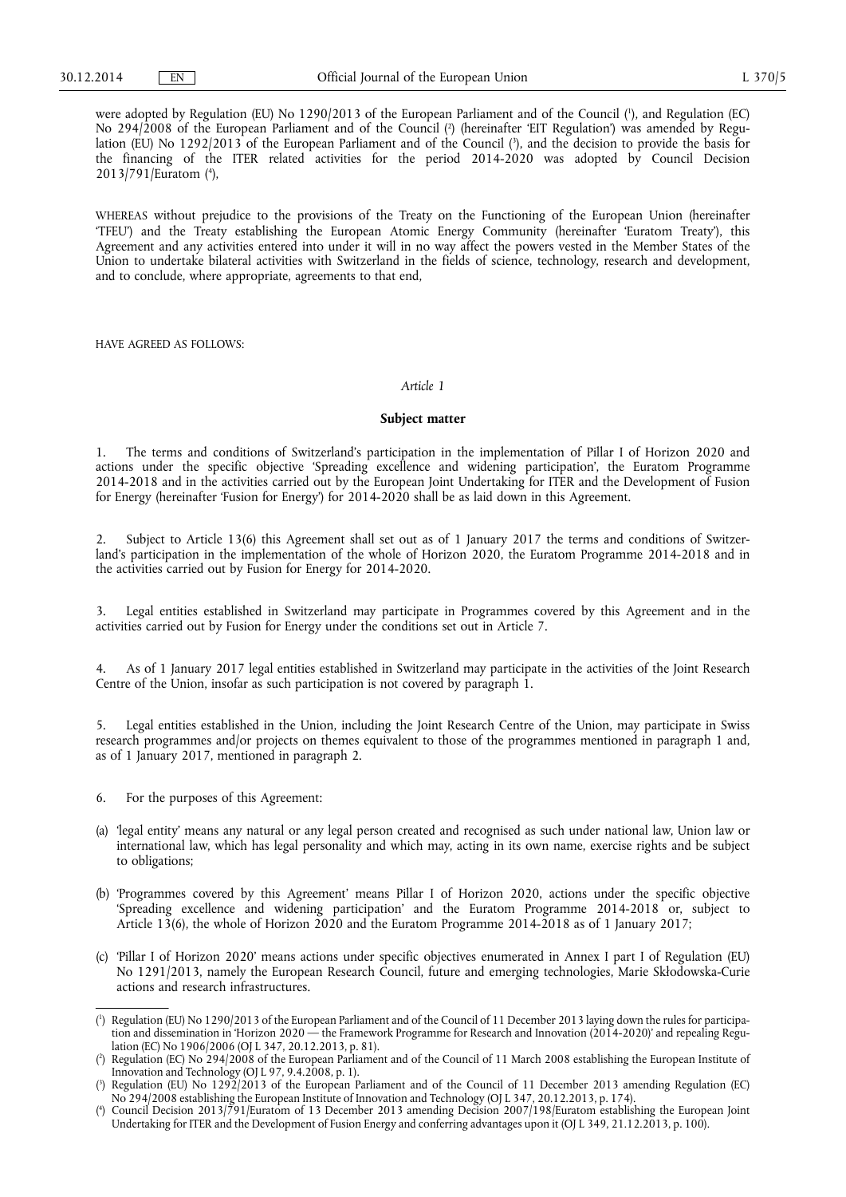were adopted by Regulation (EU) No 1290/2013 of the European Parliament and of the Council [1], and Regulation (EC) No 294/2008 of the European Parliament and of the Council [2] (hereinafter 'EIT Regulation') was amended by Regulation (EU) No 1292/2013 of the European Parliament and of the Council [3], and the decision to provide the basis for the financing of the ITER related activities for the period 2014-2020 was adopted by Council Decision 2013/791/Euratom [4],

WHEREAS without prejudice to the provisions of the Treaty on the Functioning of the European Union (hereinafter 'TFEU') and the Treaty establishing the European Atomic Energy Community (hereinafter 'Euratom Treaty'), this Agreement and any activities entered into under it will in no way affect the powers vested in the Member States of the Union to undertake bilateral activities with Switzerland in the fields of science, technology, research and development, and to conclude, where appropriate, agreements to that end,

HAVE AGREED AS FOLLOWS:

*Article 1*

**Subject matter**

1. The terms and conditions of Switzerland's participation in the implementation of Pillar I of Horizon 2020 and actions under the specific objective 'Spreading excellence and widening participation', the Euratom Programme 2014-2018 and in the activities carried out by the European Joint Undertaking for ITER and the Development of Fusion for Energy (hereinafter 'Fusion for Energy') for 2014-2020 shall be as laid down in this Agreement.

2. Subject to Article 13(6) this Agreement shall set out as of 1 January 2017 the terms and conditions of Switzerland's participation in the implementation of the whole of Horizon 2020, the Euratom Programme 2014-2018 and in the activities carried out by Fusion for Energy for 2014-2020.

3. Legal entities established in Switzerland may participate in Programmes covered by this Agreement and in the activities carried out by Fusion for Energy under the conditions set out in Article 7.

4. As of 1 January 2017 legal entities established in Switzerland may participate in the activities of the Joint Research Centre of the Union, insofar as such participation is not covered by paragraph 1.

5. Legal entities established in the Union, including the Joint Research Centre of the Union, may participate in Swiss research programmes and/or projects on themes equivalent to those of the programmes mentioned in paragraph 1 and, as of 1 January 2017, mentioned in paragraph 2.

6. For the purposes of this Agreement:

(a) 'legal entity' means any natural or any legal person created and recognised as such under national law, Union law or international law, which has legal personality and which may, acting in its own name, exercise rights and be subject to obligations;

(b) 'Programmes covered by this Agreement' means Pillar I of Horizon 2020, actions under the specific objective 'Spreading excellence and widening participation' and the Euratom Programme 2014-2018 or, subject to Article 13(6), the whole of Horizon 2020 and the Euratom Programme 2014-2018 as of 1 January 2017;

(c) 'Pillar I of Horizon 2020' means actions under specific objectives enumerated in Annex I part I of Regulation (EU) No 1291/2013, namely the European Research Council, future and emerging technologies, Marie Skłodowska-Curie actions and research infrastructures.

---

[1] Regulation (EU) No 1290/2013 of the European Parliament and of the Council of 11 December 2013 laying down the rules for participation and dissemination in 'Horizon 2020 — the Framework Programme for Research and Innovation (2014-2020)' and repealing Regulation (EC) No 1906/2006 (OJ L 347, 20.12.2013, p. 81).

[2] Regulation (EC) No 294/2008 of the European Parliament and of the Council of 11 March 2008 establishing the European Institute of Innovation and Technology (OJ L 97, 9.4.2008, p. 1).

[3] Regulation (EU) No 1292/2013 of the European Parliament and of the Council of 11 December 2013 amending Regulation (EC) No 294/2008 establishing the European Institute of Innovation and Technology (OJ L 347, 20.12.2013, p. 174).

[4] Council Decision 2013/791/Euratom of 13 December 2013 amending Decision 2007/198/Euratom establishing the European Joint Undertaking for ITER and the Development of Fusion Energy and conferring advantages upon it (OJ L 349, 21.12.2013, p. 100).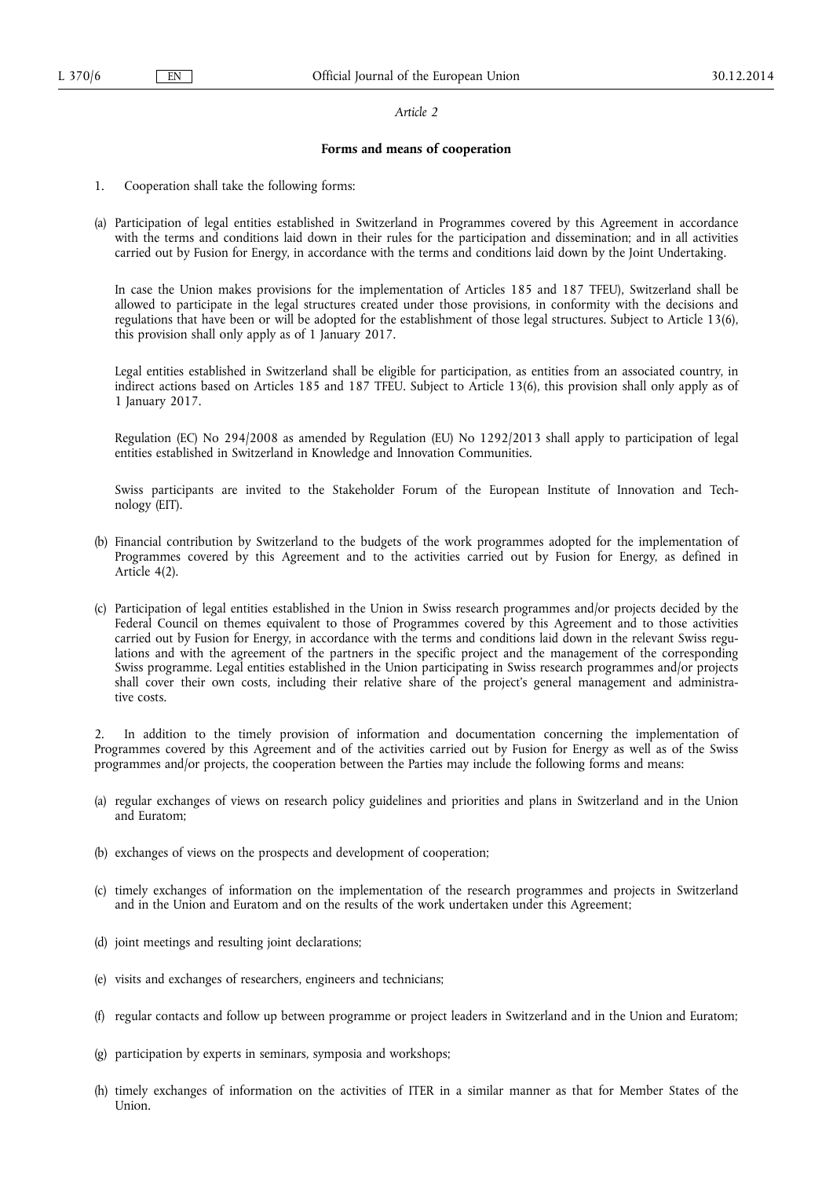*Article 2*

**Forms and means of cooperation**

1. Cooperation shall take the following forms:

(a) Participation of legal entities established in Switzerland in Programmes covered by this Agreement in accordance with the terms and conditions laid down in their rules for the participation and dissemination; and in all activities carried out by Fusion for Energy, in accordance with the terms and conditions laid down by the Joint Undertaking.

In case the Union makes provisions for the implementation of Articles 185 and 187 TFEU), Switzerland shall be allowed to participate in the legal structures created under those provisions, in conformity with the decisions and regulations that have been or will be adopted for the establishment of those legal structures. Subject to Article 13(6), this provision shall only apply as of 1 January 2017.

Legal entities established in Switzerland shall be eligible for participation, as entities from an associated country, in indirect actions based on Articles 185 and 187 TFEU. Subject to Article 13(6), this provision shall only apply as of 1 January 2017.

Regulation (EC) No 294/2008 as amended by Regulation (EU) No 1292/2013 shall apply to participation of legal entities established in Switzerland in Knowledge and Innovation Communities.

Swiss participants are invited to the Stakeholder Forum of the European Institute of Innovation and Technology (EIT).

(b) Financial contribution by Switzerland to the budgets of the work programmes adopted for the implementation of Programmes covered by this Agreement and to the activities carried out by Fusion for Energy, as defined in Article 4(2).

(c) Participation of legal entities established in the Union in Swiss research programmes and/or projects decided by the Federal Council on themes equivalent to those of Programmes covered by this Agreement and to those activities carried out by Fusion for Energy, in accordance with the terms and conditions laid down in the relevant Swiss regulations and with the agreement of the partners in the specific project and the management of the corresponding Swiss programme. Legal entities established in the Union participating in Swiss research programmes and/or projects shall cover their own costs, including their relative share of the project's general management and administrative costs.

2. In addition to the timely provision of information and documentation concerning the implementation of Programmes covered by this Agreement and of the activities carried out by Fusion for Energy as well as of the Swiss programmes and/or projects, the cooperation between the Parties may include the following forms and means:

(a) regular exchanges of views on research policy guidelines and priorities and plans in Switzerland and in the Union and Euratom;

(b) exchanges of views on the prospects and development of cooperation;

(c) timely exchanges of information on the implementation of the research programmes and projects in Switzerland and in the Union and Euratom and on the results of the work undertaken under this Agreement;

(d) joint meetings and resulting joint declarations;

(e) visits and exchanges of researchers, engineers and technicians;

(f) regular contacts and follow up between programme or project leaders in Switzerland and in the Union and Euratom;

(g) participation by experts in seminars, symposia and workshops;

(h) timely exchanges of information on the activities of ITER in a similar manner as that for Member States of the Union.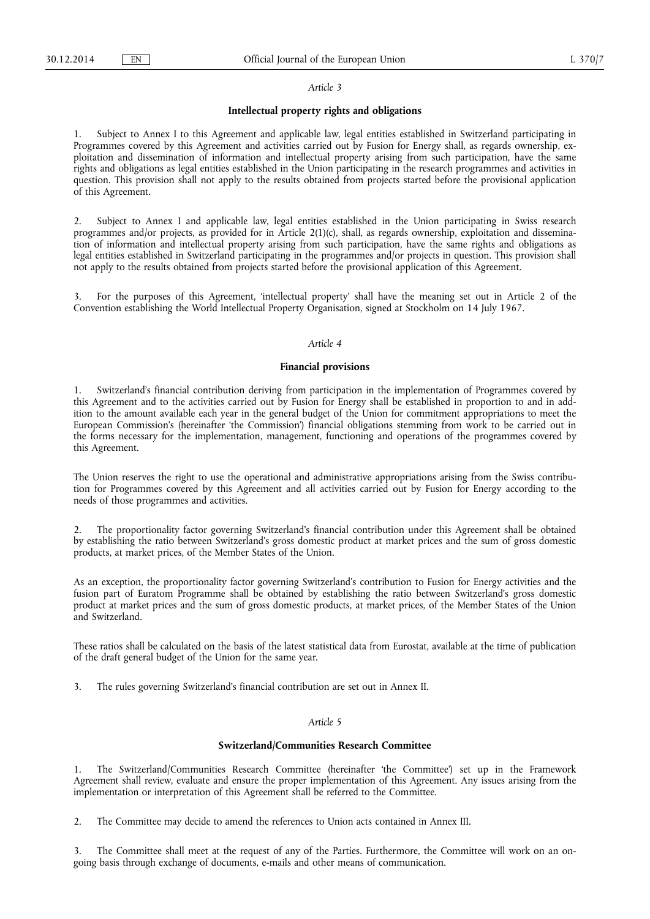*Article 3*

**Intellectual property rights and obligations**

1. Subject to Annex I to this Agreement and applicable law, legal entities established in Switzerland participating in Programmes covered by this Agreement and activities carried out by Fusion for Energy shall, as regards ownership, exploitation and dissemination of information and intellectual property arising from such participation, have the same rights and obligations as legal entities established in the Union participating in the research programmes and activities in question. This provision shall not apply to the results obtained from projects started before the provisional application of this Agreement.

2. Subject to Annex I and applicable law, legal entities established in the Union participating in Swiss research programmes and/or projects, as provided for in Article 2(1)(c), shall, as regards ownership, exploitation and dissemination of information and intellectual property arising from such participation, have the same rights and obligations as legal entities established in Switzerland participating in the programmes and/or projects in question. This provision shall not apply to the results obtained from projects started before the provisional application of this Agreement.

3. For the purposes of this Agreement, 'intellectual property' shall have the meaning set out in Article 2 of the Convention establishing the World Intellectual Property Organisation, signed at Stockholm on 14 July 1967.

*Article 4*

**Financial provisions**

1. Switzerland's financial contribution deriving from participation in the implementation of Programmes covered by this Agreement and to the activities carried out by Fusion for Energy shall be established in proportion to and in addition to the amount available each year in the general budget of the Union for commitment appropriations to meet the European Commission's (hereinafter 'the Commission') financial obligations stemming from work to be carried out in the forms necessary for the implementation, management, functioning and operations of the programmes covered by this Agreement.

The Union reserves the right to use the operational and administrative appropriations arising from the Swiss contribution for Programmes covered by this Agreement and all activities carried out by Fusion for Energy according to the needs of those programmes and activities.

2. The proportionality factor governing Switzerland's financial contribution under this Agreement shall be obtained by establishing the ratio between Switzerland's gross domestic product at market prices and the sum of gross domestic products, at market prices, of the Member States of the Union.

As an exception, the proportionality factor governing Switzerland's contribution to Fusion for Energy activities and the fusion part of Euratom Programme shall be obtained by establishing the ratio between Switzerland's gross domestic product at market prices and the sum of gross domestic products, at market prices, of the Member States of the Union and Switzerland.

These ratios shall be calculated on the basis of the latest statistical data from Eurostat, available at the time of publication of the draft general budget of the Union for the same year.

3. The rules governing Switzerland's financial contribution are set out in Annex II.

*Article 5*

**Switzerland/Communities Research Committee**

1. The Switzerland/Communities Research Committee (hereinafter 'the Committee') set up in the Framework Agreement shall review, evaluate and ensure the proper implementation of this Agreement. Any issues arising from the implementation or interpretation of this Agreement shall be referred to the Committee.

2. The Committee may decide to amend the references to Union acts contained in Annex III.

3. The Committee shall meet at the request of any of the Parties. Furthermore, the Committee will work on an on-going basis through exchange of documents, e-mails and other means of communication.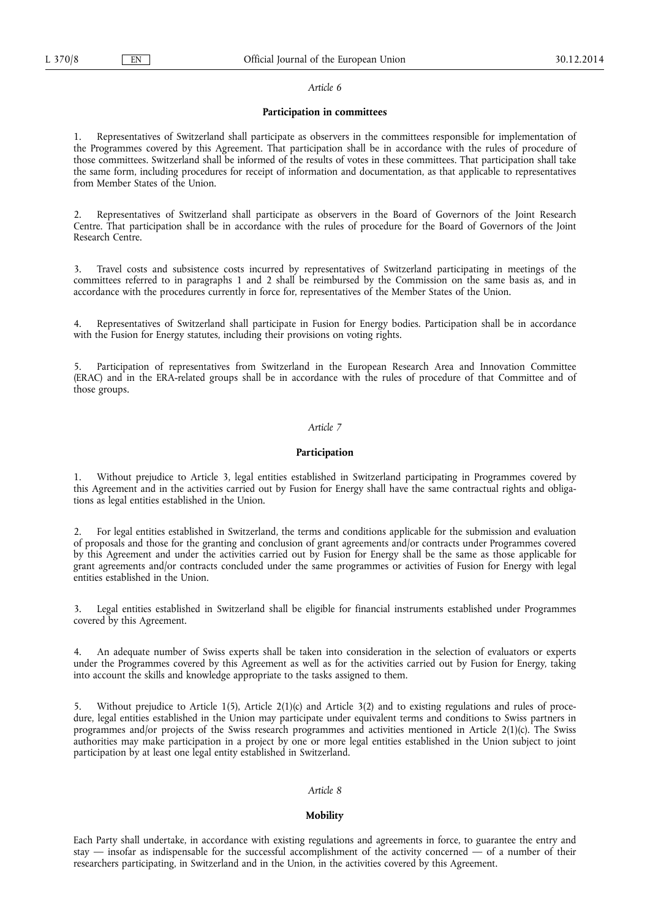*Article 6*

**Participation in committees**

1. Representatives of Switzerland shall participate as observers in the committees responsible for implementation of the Programmes covered by this Agreement. That participation shall be in accordance with the rules of procedure of those committees. Switzerland shall be informed of the results of votes in these committees. That participation shall take the same form, including procedures for receipt of information and documentation, as that applicable to representatives from Member States of the Union.

2. Representatives of Switzerland shall participate as observers in the Board of Governors of the Joint Research Centre. That participation shall be in accordance with the rules of procedure for the Board of Governors of the Joint Research Centre.

3. Travel costs and subsistence costs incurred by representatives of Switzerland participating in meetings of the committees referred to in paragraphs 1 and 2 shall be reimbursed by the Commission on the same basis as, and in accordance with the procedures currently in force for, representatives of the Member States of the Union.

4. Representatives of Switzerland shall participate in Fusion for Energy bodies. Participation shall be in accordance with the Fusion for Energy statutes, including their provisions on voting rights.

5. Participation of representatives from Switzerland in the European Research Area and Innovation Committee (ERAC) and in the ERA-related groups shall be in accordance with the rules of procedure of that Committee and of those groups.

*Article 7*

**Participation**

1. Without prejudice to Article 3, legal entities established in Switzerland participating in Programmes covered by this Agreement and in the activities carried out by Fusion for Energy shall have the same contractual rights and obligations as legal entities established in the Union.

2. For legal entities established in Switzerland, the terms and conditions applicable for the submission and evaluation of proposals and those for the granting and conclusion of grant agreements and/or contracts under Programmes covered by this Agreement and under the activities carried out by Fusion for Energy shall be the same as those applicable for grant agreements and/or contracts concluded under the same programmes or activities of Fusion for Energy with legal entities established in the Union.

3. Legal entities established in Switzerland shall be eligible for financial instruments established under Programmes covered by this Agreement.

4. An adequate number of Swiss experts shall be taken into consideration in the selection of evaluators or experts under the Programmes covered by this Agreement as well as for the activities carried out by Fusion for Energy, taking into account the skills and knowledge appropriate to the tasks assigned to them.

5. Without prejudice to Article 1(5), Article 2(1)(c) and Article 3(2) and to existing regulations and rules of procedure, legal entities established in the Union may participate under equivalent terms and conditions to Swiss partners in programmes and/or projects of the Swiss research programmes and activities mentioned in Article 2(1)(c). The Swiss authorities may make participation in a project by one or more legal entities established in the Union subject to joint participation by at least one legal entity established in Switzerland.

*Article 8*

**Mobility**

Each Party shall undertake, in accordance with existing regulations and agreements in force, to guarantee the entry and stay — insofar as indispensable for the successful accomplishment of the activity concerned — of a number of their researchers participating, in Switzerland and in the Union, in the activities covered by this Agreement.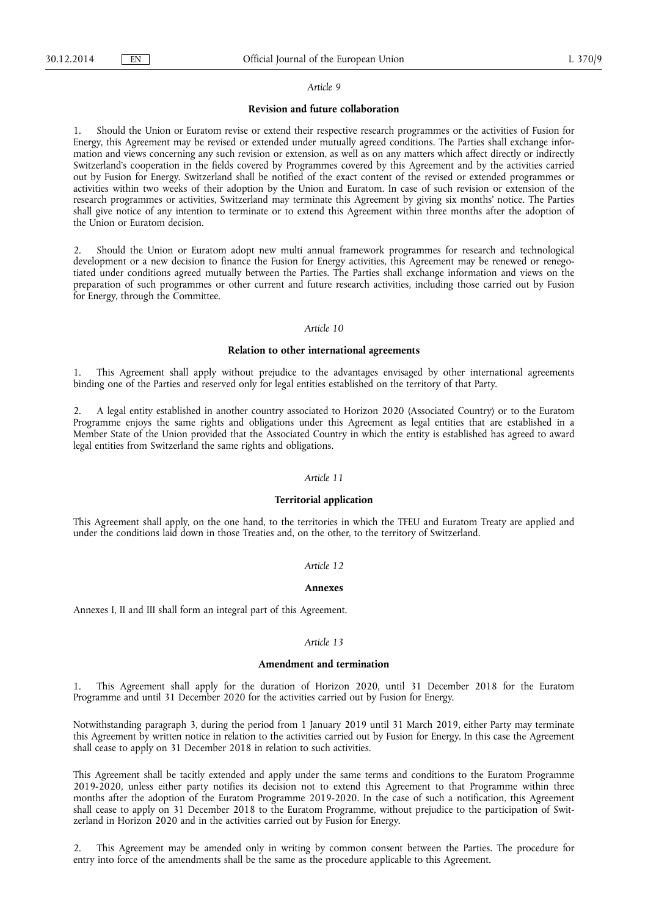*Article 9*

**Revision and future collaboration**

1. Should the Union or Euratom revise or extend their respective research programmes or the activities of Fusion for Energy, this Agreement may be revised or extended under mutually agreed conditions. The Parties shall exchange information and views concerning any such revision or extension, as well as on any matters which affect directly or indirectly Switzerland's cooperation in the fields covered by Programmes covered by this Agreement and by the activities carried out by Fusion for Energy. Switzerland shall be notified of the exact content of the revised or extended programmes or activities within two weeks of their adoption by the Union and Euratom. In case of such revision or extension of the research programmes or activities, Switzerland may terminate this Agreement by giving six months' notice. The Parties shall give notice of any intention to terminate or to extend this Agreement within three months after the adoption of the Union or Euratom decision.

2. Should the Union or Euratom adopt new multi annual framework programmes for research and technological development or a new decision to finance the Fusion for Energy activities, this Agreement may be renewed or renegotiated under conditions agreed mutually between the Parties. The Parties shall exchange information and views on the preparation of such programmes or other current and future research activities, including those carried out by Fusion for Energy, through the Committee.

*Article 10*

**Relation to other international agreements**

1. This Agreement shall apply without prejudice to the advantages envisaged by other international agreements binding one of the Parties and reserved only for legal entities established on the territory of that Party.

2. A legal entity established in another country associated to Horizon 2020 (Associated Country) or to the Euratom Programme enjoys the same rights and obligations under this Agreement as legal entities that are established in a Member State of the Union provided that the Associated Country in which the entity is established has agreed to award legal entities from Switzerland the same rights and obligations.

*Article 11*

**Territorial application**

This Agreement shall apply, on the one hand, to the territories in which the TFEU and Euratom Treaty are applied and under the conditions laid down in those Treaties and, on the other, to the territory of Switzerland.

*Article 12*

**Annexes**

Annexes I, II and III shall form an integral part of this Agreement.

*Article 13*

**Amendment and termination**

1. This Agreement shall apply for the duration of Horizon 2020, until 31 December 2018 for the Euratom Programme and until 31 December 2020 for the activities carried out by Fusion for Energy.

Notwithstanding paragraph 3, during the period from 1 January 2019 until 31 March 2019, either Party may terminate this Agreement by written notice in relation to the activities carried out by Fusion for Energy. In this case the Agreement shall cease to apply on 31 December 2018 in relation to such activities.

This Agreement shall be tacitly extended and apply under the same terms and conditions to the Euratom Programme 2019-2020, unless either party notifies its decision not to extend this Agreement to that Programme within three months after the adoption of the Euratom Programme 2019-2020. In the case of such a notification, this Agreement shall cease to apply on 31 December 2018 to the Euratom Programme, without prejudice to the participation of Switzerland in Horizon 2020 and in the activities carried out by Fusion for Energy.

2. This Agreement may be amended only in writing by common consent between the Parties. The procedure for entry into force of the amendments shall be the same as the procedure applicable to this Agreement.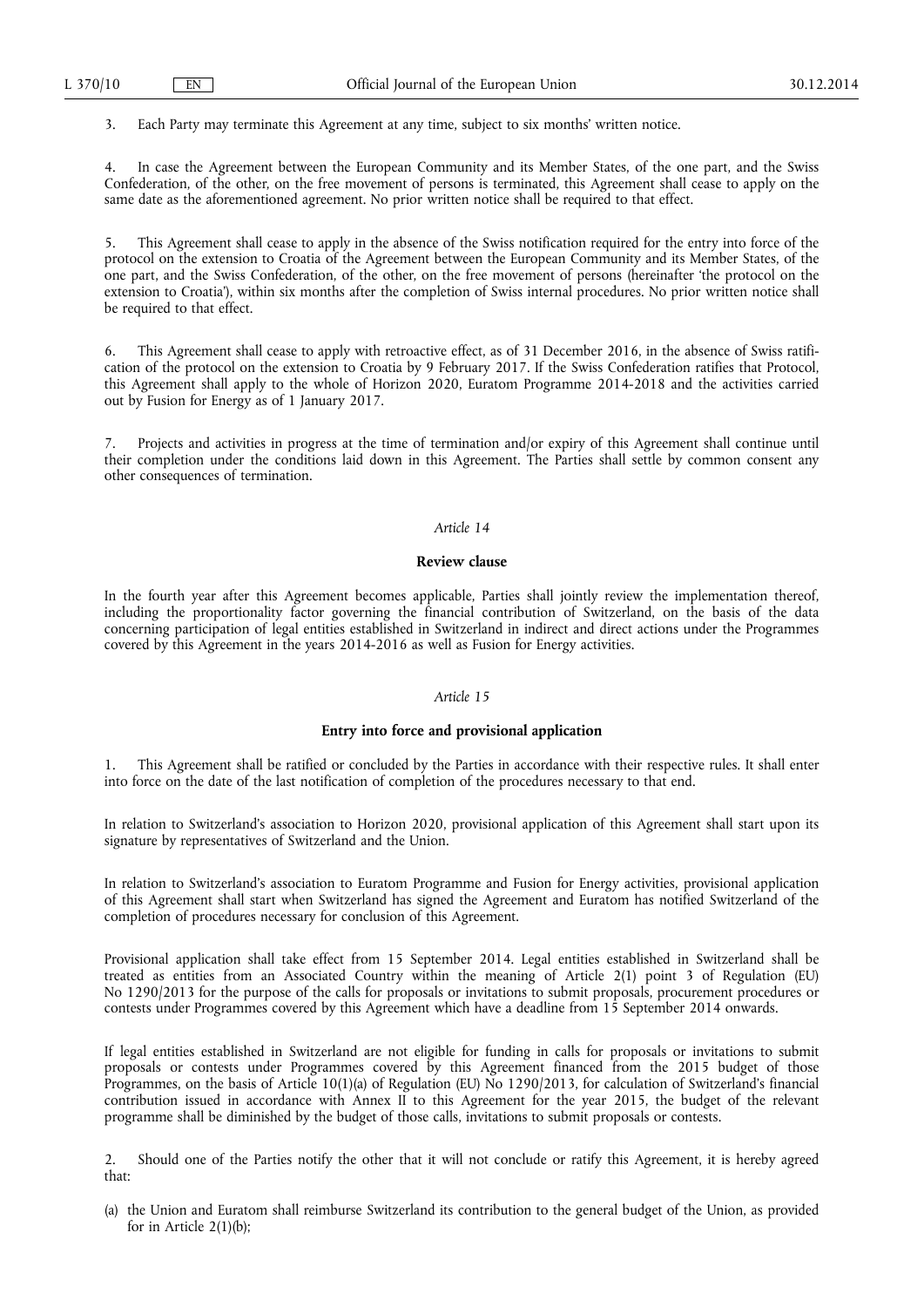3. Each Party may terminate this Agreement at any time, subject to six months' written notice.

4. In case the Agreement between the European Community and its Member States, of the one part, and the Swiss Confederation, of the other, on the free movement of persons is terminated, this Agreement shall cease to apply on the same date as the aforementioned agreement. No prior written notice shall be required to that effect.

5. This Agreement shall cease to apply in the absence of the Swiss notification required for the entry into force of the protocol on the extension to Croatia of the Agreement between the European Community and its Member States, of the one part, and the Swiss Confederation, of the other, on the free movement of persons (hereinafter 'the protocol on the extension to Croatia'), within six months after the completion of Swiss internal procedures. No prior written notice shall be required to that effect.

6. This Agreement shall cease to apply with retroactive effect, as of 31 December 2016, in the absence of Swiss ratification of the protocol on the extension to Croatia by 9 February 2017. If the Swiss Confederation ratifies that Protocol, this Agreement shall apply to the whole of Horizon 2020, Euratom Programme 2014-2018 and the activities carried out by Fusion for Energy as of 1 January 2017.

7. Projects and activities in progress at the time of termination and/or expiry of this Agreement shall continue until their completion under the conditions laid down in this Agreement. The Parties shall settle by common consent any other consequences of termination.

*Article 14*

**Review clause**

In the fourth year after this Agreement becomes applicable, Parties shall jointly review the implementation thereof, including the proportionality factor governing the financial contribution of Switzerland, on the basis of the data concerning participation of legal entities established in Switzerland in indirect and direct actions under the Programmes covered by this Agreement in the years 2014-2016 as well as Fusion for Energy activities.

*Article 15*

**Entry into force and provisional application**

1. This Agreement shall be ratified or concluded by the Parties in accordance with their respective rules. It shall enter into force on the date of the last notification of completion of the procedures necessary to that end.

In relation to Switzerland's association to Horizon 2020, provisional application of this Agreement shall start upon its signature by representatives of Switzerland and the Union.

In relation to Switzerland's association to Euratom Programme and Fusion for Energy activities, provisional application of this Agreement shall start when Switzerland has signed the Agreement and Euratom has notified Switzerland of the completion of procedures necessary for conclusion of this Agreement.

Provisional application shall take effect from 15 September 2014. Legal entities established in Switzerland shall be treated as entities from an Associated Country within the meaning of Article 2(1) point 3 of Regulation (EU) No 1290/2013 for the purpose of the calls for proposals or invitations to submit proposals, procurement procedures or contests under Programmes covered by this Agreement which have a deadline from 15 September 2014 onwards.

If legal entities established in Switzerland are not eligible for funding in calls for proposals or invitations to submit proposals or contests under Programmes covered by this Agreement financed from the 2015 budget of those Programmes, on the basis of Article 10(1)(a) of Regulation (EU) No 1290/2013, for calculation of Switzerland's financial contribution issued in accordance with Annex II to this Agreement for the year 2015, the budget of the relevant programme shall be diminished by the budget of those calls, invitations to submit proposals or contests.

2. Should one of the Parties notify the other that it will not conclude or ratify this Agreement, it is hereby agreed that:

(a) the Union and Euratom shall reimburse Switzerland its contribution to the general budget of the Union, as provided for in Article 2(1)(b);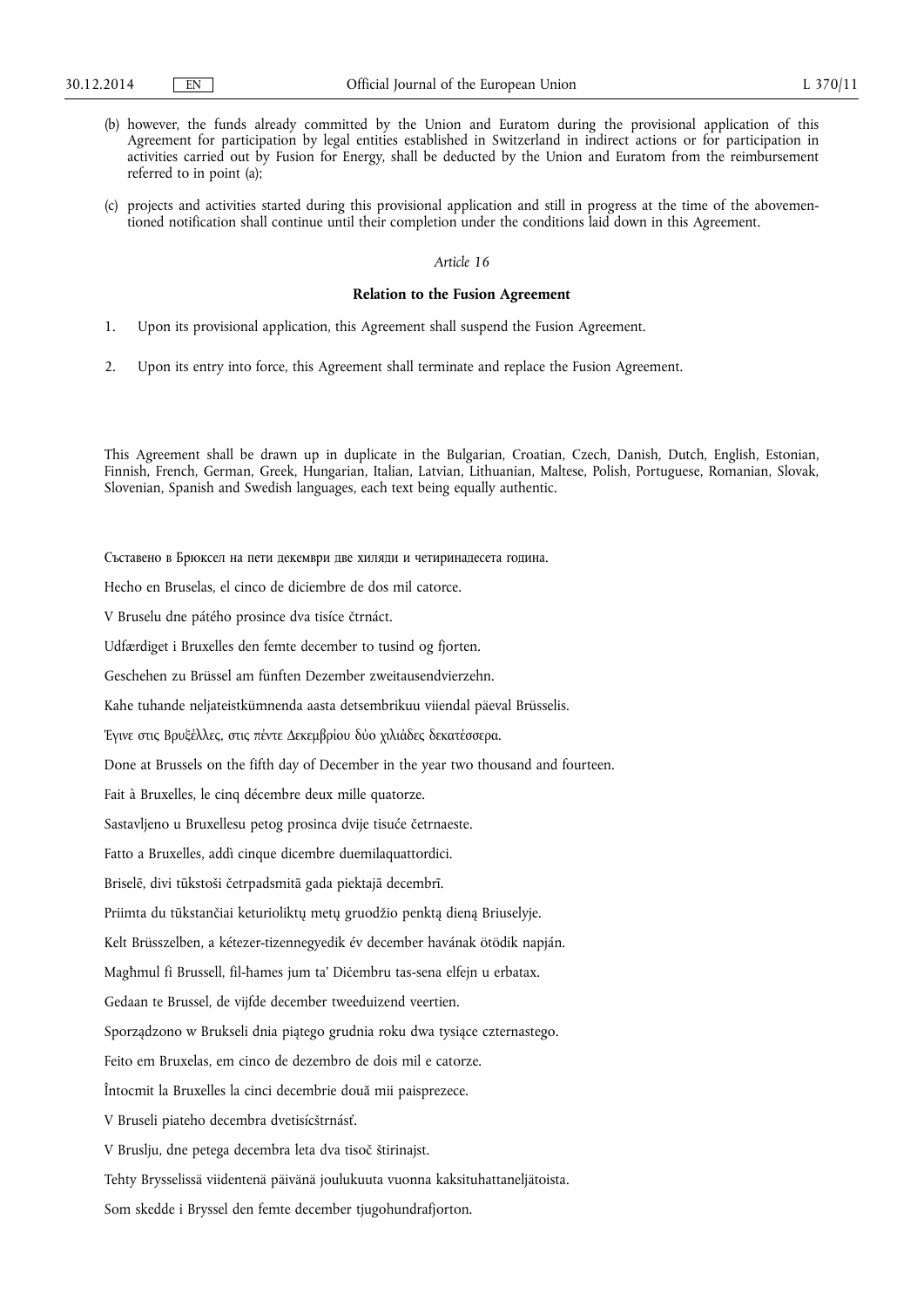(b) however, the funds already committed by the Union and Euratom during the provisional application of this Agreement for participation by legal entities established in Switzerland in indirect actions or for participation in activities carried out by Fusion for Energy, shall be deducted by the Union and Euratom from the reimbursement referred to in point (a);

(c) projects and activities started during this provisional application and still in progress at the time of the abovementioned notification shall continue until their completion under the conditions laid down in this Agreement.

*Article 16*

**Relation to the Fusion Agreement**

1. Upon its provisional application, this Agreement shall suspend the Fusion Agreement.

2. Upon its entry into force, this Agreement shall terminate and replace the Fusion Agreement.

This Agreement shall be drawn up in duplicate in the Bulgarian, Croatian, Czech, Danish, Dutch, English, Estonian, Finnish, French, German, Greek, Hungarian, Italian, Latvian, Lithuanian, Maltese, Polish, Portuguese, Romanian, Slovak, Slovenian, Spanish and Swedish languages, each text being equally authentic.

Съставено в Брюксел на пети декември две хиляди и четиринадесета година.

Hecho en Bruselas, el cinco de diciembre de dos mil catorce.

V Bruselu dne pátého prosince dva tisíce čtrnáct.

Udfærdiget i Bruxelles den femte december to tusind og fjorten.

Geschehen zu Brüssel am fünften Dezember zweitausendvierzehn.

Kahe tuhande neljateistkümnenda aasta detsembrikuu viiendal päeval Brüsselis.

Έγινε στις Βρυξέλλες, στις πέντε Δεκεμβρίου δύο χιλιάδες δεκατέσσερα.

Done at Brussels on the fifth day of December in the year two thousand and fourteen.

Fait à Bruxelles, le cinq décembre deux mille quatorze.

Sastavljeno u Bruxellesu petog prosinca dvije tisuće četrnaeste.

Fatto a Bruxelles, addì cinque dicembre duemilaquattordici.

Briselē, divi tūkstoši četrpadsmitā gada piektajā decembrī.

Priimta du tūkstančiai keturioliktų metų gruodžio penktą dieną Briuselyje.

Kelt Brüsszelben, a kétezer-tizennegyedik év december havának ötödik napján.

Magħmul fi Brussell, fil-ħames jum ta' Diċembru tas-sena elfejn u erbatax.

Gedaan te Brussel, de vijfde december tweeduizend veertien.

Sporządzono w Brukseli dnia piątego grudnia roku dwa tysiące czternastego.

Feito em Bruxelas, em cinco de dezembro de dois mil e catorze.

Întocmit la Bruxelles la cinci decembrie două mii paisprezece.

V Bruseli piateho decembra dvetisícštrnásť.

V Bruslju, dne petega decembra leta dva tisoč štirinajst.

Tehty Brysselissä viidentenä päivänä joulukuuta vuonna kaksituhattaneljätoista.

Som skedde i Bryssel den femte december tjugohundrafjorton.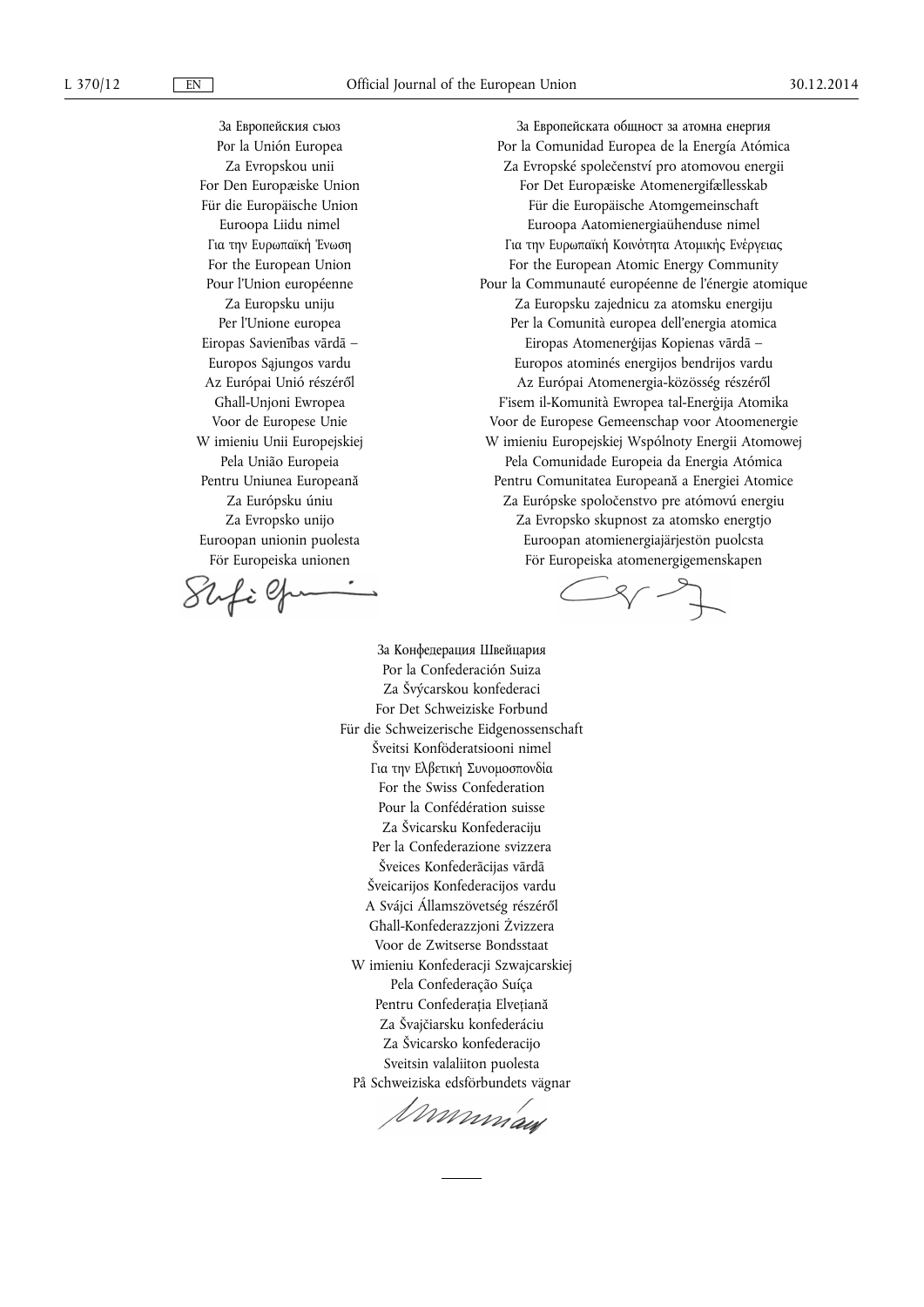За Европейския съюз
Por la Unión Europea
Za Evropskou unii
For Den Europæiske Union
Für die Europäische Union
Euroopa Liidu nimel
Για την Ευρωπαϊκή Ένωση
For the European Union
Pour l'Union européenne
Za Europsku uniju
Per l'Unione europea
Eiropas Savienības vārdā –
Europos Sąjungos vardu
Az Európai Unió részéről
Għall-Unjoni Ewropea
Voor de Europese Unie
W imieniu Unii Europejskiej
Pela União Europeia
Pentru Uniunea Europeană
Za Európsku úniu
Za Evropsko unijo
Euroopan unionin puolesta
För Europeiska unionen

За Европейската общност за атомна енергия
Por la Comunidad Europea de la Energía Atómica
Za Evropské společenství pro atomovou energii
For Det Europæiske Atomenergifællesskab
Für die Europäische Atomgemeinschaft
Euroopa Aatomienergiaühenduse nimel
Για την Ευρωπαϊκή Κοινότητα Ατομικής Ενέργειας
For the European Atomic Energy Community
Pour la Communauté européenne de l'énergie atomique
Za Europsku zajednicu za atomsku energiju
Per la Comunità europea dell'energia atomica
Eiropas Atomenerģijas Kopienas vārdā –
Europos atominės energijos bendrijos vardu
Az Európai Atomenergia-közösség részéről
F'isem il-Komunità Ewropea tal-Enerġija Atomika
Voor de Europese Gemeenschap voor Atoomenergie
W imieniu Europejskiej Wspólnoty Energii Atomowej
Pela Comunidade Europeia da Energia Atómica
Pentru Comunitatea Europeană a Energiei Atomice
Za Európske spoločenstvo pre atómovú energiu
Za Evropsko skupnost za atomsko energijo
Euroopan atomienergiajärjestön puolesta
För Europeiska atomenergigemenskapen

За Конфедерация Швейцария
Por la Confederación Suiza
Za Švýcarskou konfederaci
For Det Schweiziske Forbund
Für die Schweizerische Eidgenossenschaft
Šveitsi Konföderatsiooni nimel
Για την Ελβετική Συνομοσπονδία
For the Swiss Confederation
Pour la Confédération suisse
Za Švicarsku Konfederaciju
Per la Confederazione svizzera
Šveices Konfederācijas vārdā
Šveicarijos Konfederacijos vardu
A Svájci Államszövetség részéről
Għall-Konfederazzjoni Żvizzera
Voor de Zwitserse Bondsstaat
W imieniu Konfederacji Szwajcarskiej
Pela Confederação Suíça
Pentru Confederația Elvețiană
Za Švajčiarsku konfederáciu
Za Švicarsko konfederacijo
Sveitsin valaliiton puolesta
På Schweiziska edsförbundets vägnar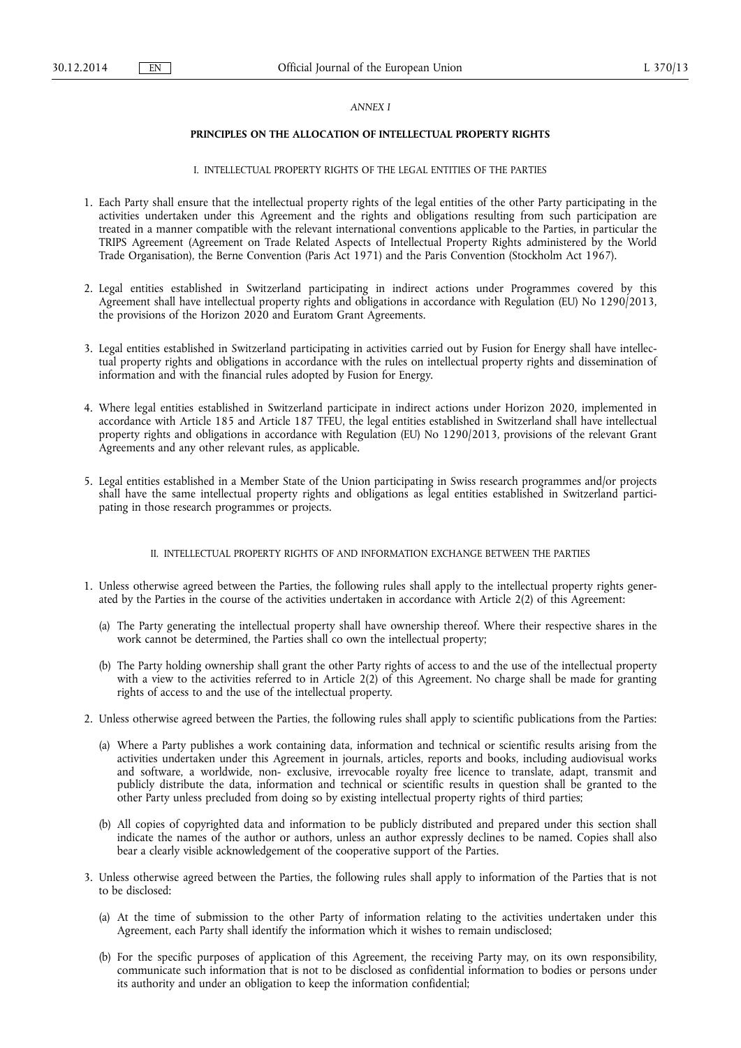*ANNEX I*

**PRINCIPLES ON THE ALLOCATION OF INTELLECTUAL PROPERTY RIGHTS**

I. INTELLECTUAL PROPERTY RIGHTS OF THE LEGAL ENTITIES OF THE PARTIES

1. Each Party shall ensure that the intellectual property rights of the legal entities of the other Party participating in the activities undertaken under this Agreement and the rights and obligations resulting from such participation are treated in a manner compatible with the relevant international conventions applicable to the Parties, in particular the TRIPS Agreement (Agreement on Trade Related Aspects of Intellectual Property Rights administered by the World Trade Organisation), the Berne Convention (Paris Act 1971) and the Paris Convention (Stockholm Act 1967).

2. Legal entities established in Switzerland participating in indirect actions under Programmes covered by this Agreement shall have intellectual property rights and obligations in accordance with Regulation (EU) No 1290/2013, the provisions of the Horizon 2020 and Euratom Grant Agreements.

3. Legal entities established in Switzerland participating in activities carried out by Fusion for Energy shall have intellectual property rights and obligations in accordance with the rules on intellectual property rights and dissemination of information and with the financial rules adopted by Fusion for Energy.

4. Where legal entities established in Switzerland participate in indirect actions under Horizon 2020, implemented in accordance with Article 185 and Article 187 TFEU, the legal entities established in Switzerland shall have intellectual property rights and obligations in accordance with Regulation (EU) No 1290/2013, provisions of the relevant Grant Agreements and any other relevant rules, as applicable.

5. Legal entities established in a Member State of the Union participating in Swiss research programmes and/or projects shall have the same intellectual property rights and obligations as legal entities established in Switzerland participating in those research programmes or projects.

II. INTELLECTUAL PROPERTY RIGHTS OF AND INFORMATION EXCHANGE BETWEEN THE PARTIES

1. Unless otherwise agreed between the Parties, the following rules shall apply to the intellectual property rights generated by the Parties in the course of the activities undertaken in accordance with Article 2(2) of this Agreement:

   (a) The Party generating the intellectual property shall have ownership thereof. Where their respective shares in the work cannot be determined, the Parties shall co own the intellectual property;

   (b) The Party holding ownership shall grant the other Party rights of access to and the use of the intellectual property with a view to the activities referred to in Article 2(2) of this Agreement. No charge shall be made for granting rights of access to and the use of the intellectual property.

2. Unless otherwise agreed between the Parties, the following rules shall apply to scientific publications from the Parties:

   (a) Where a Party publishes a work containing data, information and technical or scientific results arising from the activities undertaken under this Agreement in journals, articles, reports and books, including audiovisual works and software, a worldwide, non- exclusive, irrevocable royalty free licence to translate, adapt, transmit and publicly distribute the data, information and technical or scientific results in question shall be granted to the other Party unless precluded from doing so by existing intellectual property rights of third parties;

   (b) All copies of copyrighted data and information to be publicly distributed and prepared under this section shall indicate the names of the author or authors, unless an author expressly declines to be named. Copies shall also bear a clearly visible acknowledgement of the cooperative support of the Parties.

3. Unless otherwise agreed between the Parties, the following rules shall apply to information of the Parties that is not to be disclosed:

   (a) At the time of submission to the other Party of information relating to the activities undertaken under this Agreement, each Party shall identify the information which it wishes to remain undisclosed;

   (b) For the specific purposes of application of this Agreement, the receiving Party may, on its own responsibility, communicate such information that is not to be disclosed as confidential information to bodies or persons under its authority and under an obligation to keep the information confidential;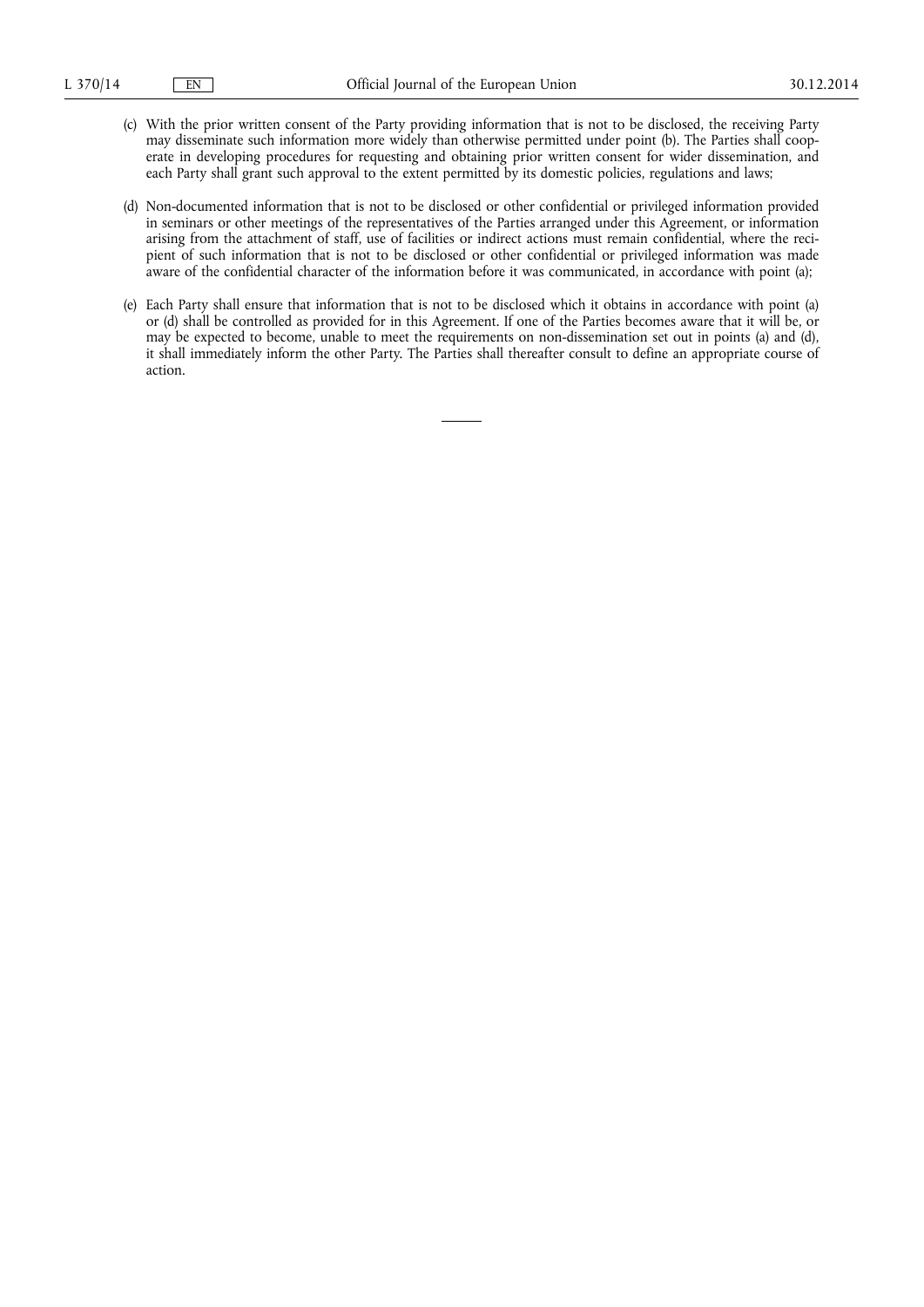(c) With the prior written consent of the Party providing information that is not to be disclosed, the receiving Party may disseminate such information more widely than otherwise permitted under point (b). The Parties shall cooperate in developing procedures for requesting and obtaining prior written consent for wider dissemination, and each Party shall grant such approval to the extent permitted by its domestic policies, regulations and laws;

(d) Non-documented information that is not to be disclosed or other confidential or privileged information provided in seminars or other meetings of the representatives of the Parties arranged under this Agreement, or information arising from the attachment of staff, use of facilities or indirect actions must remain confidential, where the recipient of such information that is not to be disclosed or other confidential or privileged information was made aware of the confidential character of the information before it was communicated, in accordance with point (a);

(e) Each Party shall ensure that information that is not to be disclosed which it obtains in accordance with point (a) or (d) shall be controlled as provided for in this Agreement. If one of the Parties becomes aware that it will be, or may be expected to become, unable to meet the requirements on non-dissemination set out in points (a) and (d), it shall immediately inform the other Party. The Parties shall thereafter consult to define an appropriate course of action.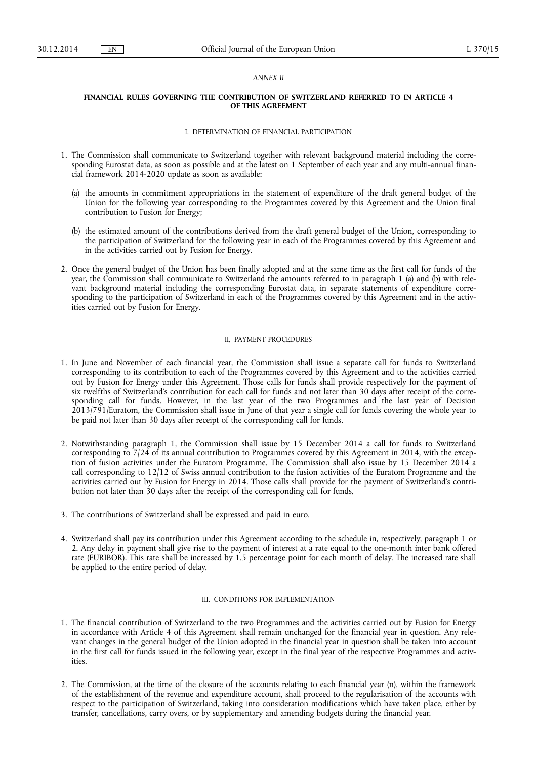*ANNEX II*

## FINANCIAL RULES GOVERNING THE CONTRIBUTION OF SWITZERLAND REFERRED TO IN ARTICLE 4 OF THIS AGREEMENT

### I. DETERMINATION OF FINANCIAL PARTICIPATION

1. The Commission shall communicate to Switzerland together with relevant background material including the corresponding Eurostat data, as soon as possible and at the latest on 1 September of each year and any multi-annual financial framework 2014-2020 update as soon as available:

   (a) the amounts in commitment appropriations in the statement of expenditure of the draft general budget of the Union for the following year corresponding to the Programmes covered by this Agreement and the Union final contribution to Fusion for Energy;

   (b) the estimated amount of the contributions derived from the draft general budget of the Union, corresponding to the participation of Switzerland for the following year in each of the Programmes covered by this Agreement and in the activities carried out by Fusion for Energy.

2. Once the general budget of the Union has been finally adopted and at the same time as the first call for funds of the year, the Commission shall communicate to Switzerland the amounts referred to in paragraph 1 (a) and (b) with relevant background material including the corresponding Eurostat data, in separate statements of expenditure corresponding to the participation of Switzerland in each of the Programmes covered by this Agreement and in the activities carried out by Fusion for Energy.

### II. PAYMENT PROCEDURES

1. In June and November of each financial year, the Commission shall issue a separate call for funds to Switzerland corresponding to its contribution to each of the Programmes covered by this Agreement and to the activities carried out by Fusion for Energy under this Agreement. Those calls for funds shall provide respectively for the payment of six twelfths of Switzerland's contribution for each call for funds and not later than 30 days after receipt of the corresponding call for funds. However, in the last year of the two Programmes and the last year of Decision 2013/791/Euratom, the Commission shall issue in June of that year a single call for funds covering the whole year to be paid not later than 30 days after receipt of the corresponding call for funds.

2. Notwithstanding paragraph 1, the Commission shall issue by 15 December 2014 a call for funds to Switzerland corresponding to 7/24 of its annual contribution to Programmes covered by this Agreement in 2014, with the exception of fusion activities under the Euratom Programme. The Commission shall also issue by 15 December 2014 a call corresponding to 12/12 of Swiss annual contribution to the fusion activities of the Euratom Programme and the activities carried out by Fusion for Energy in 2014. Those calls shall provide for the payment of Switzerland's contribution not later than 30 days after the receipt of the corresponding call for funds.

3. The contributions of Switzerland shall be expressed and paid in euro.

4. Switzerland shall pay its contribution under this Agreement according to the schedule in, respectively, paragraph 1 or 2. Any delay in payment shall give rise to the payment of interest at a rate equal to the one-month inter bank offered rate (EURIBOR). This rate shall be increased by 1.5 percentage point for each month of delay. The increased rate shall be applied to the entire period of delay.

### III. CONDITIONS FOR IMPLEMENTATION

1. The financial contribution of Switzerland to the two Programmes and the activities carried out by Fusion for Energy in accordance with Article 4 of this Agreement shall remain unchanged for the financial year in question. Any relevant changes in the general budget of the Union adopted in the financial year in question shall be taken into account in the first call for funds issued in the following year, except in the final year of the respective Programmes and activities.

2. The Commission, at the time of the closure of the accounts relating to each financial year (n), within the framework of the establishment of the revenue and expenditure account, shall proceed to the regularisation of the accounts with respect to the participation of Switzerland, taking into consideration modifications which have taken place, either by transfer, cancellations, carry overs, or by supplementary and amending budgets during the financial year.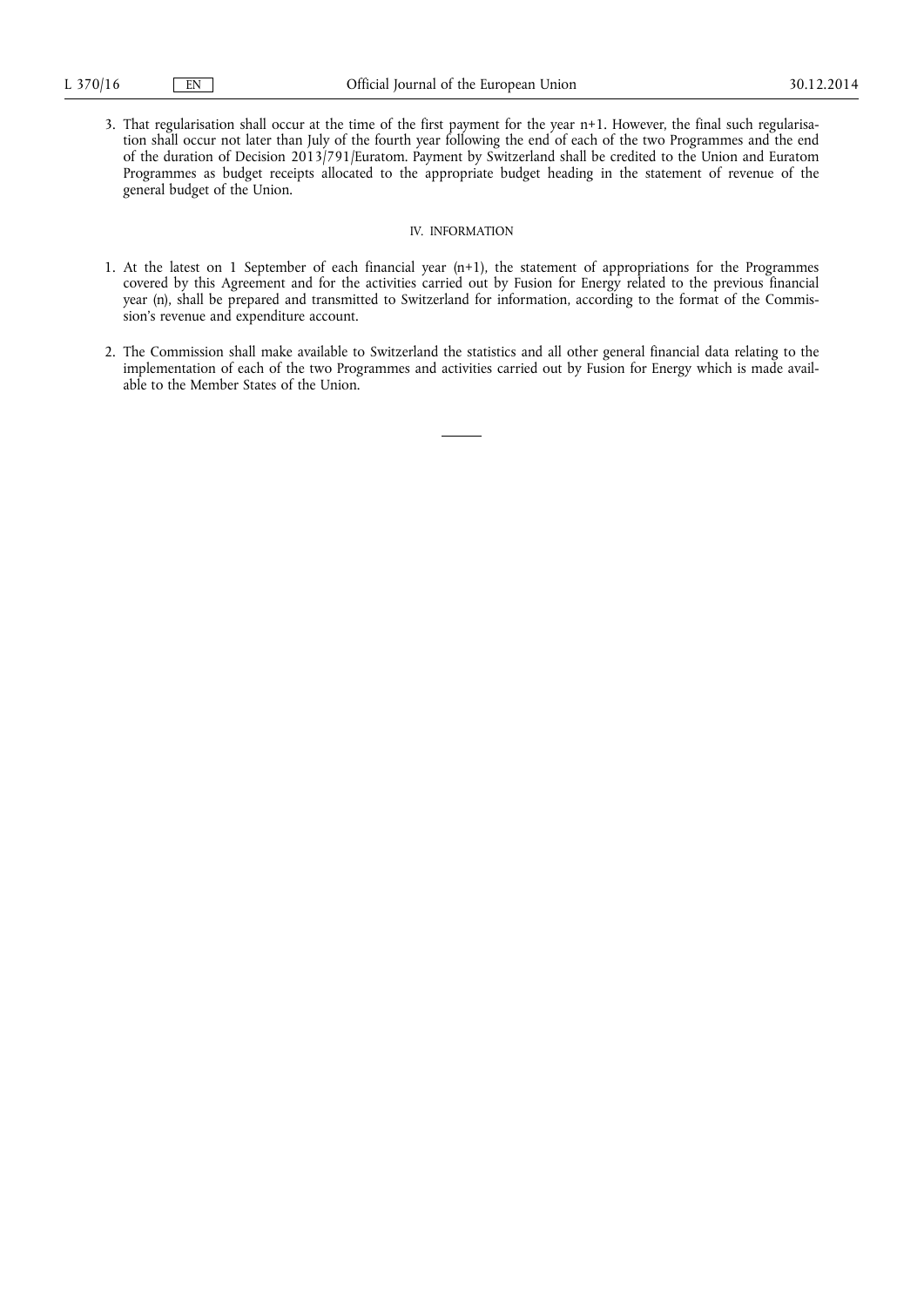3. That regularisation shall occur at the time of the first payment for the year n+1. However, the final such regularisation shall occur not later than July of the fourth year following the end of each of the two Programmes and the end of the duration of Decision 2013/791/Euratom. Payment by Switzerland shall be credited to the Union and Euratom Programmes as budget receipts allocated to the appropriate budget heading in the statement of revenue of the general budget of the Union.

IV. INFORMATION

1. At the latest on 1 September of each financial year (n+1), the statement of appropriations for the Programmes covered by this Agreement and for the activities carried out by Fusion for Energy related to the previous financial year (n), shall be prepared and transmitted to Switzerland for information, according to the format of the Commission's revenue and expenditure account.

2. The Commission shall make available to Switzerland the statistics and all other general financial data relating to the implementation of each of the two Programmes and activities carried out by Fusion for Energy which is made available to the Member States of the Union.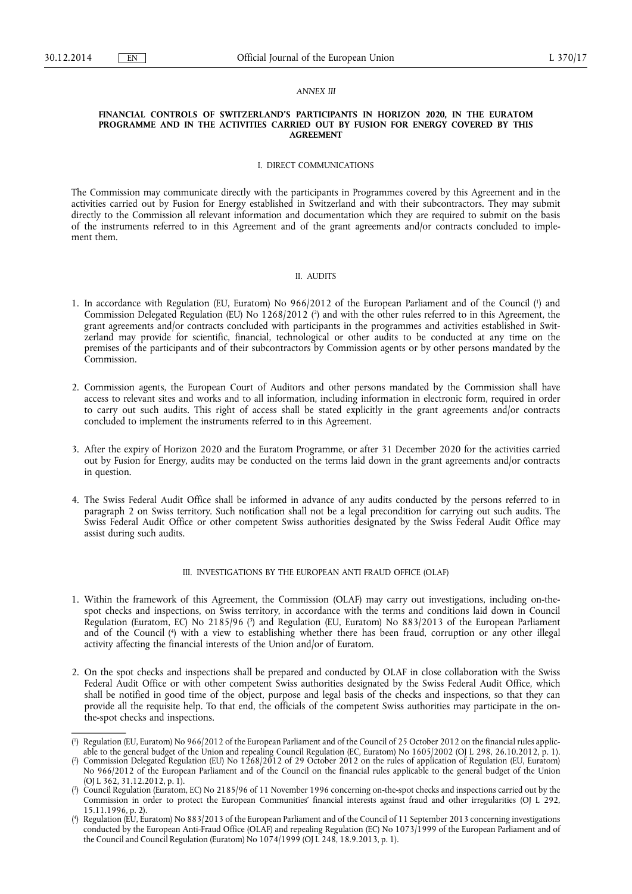*ANNEX III*

**FINANCIAL CONTROLS OF SWITZERLAND'S PARTICIPANTS IN HORIZON 2020, IN THE EURATOM PROGRAMME AND IN THE ACTIVITIES CARRIED OUT BY FUSION FOR ENERGY COVERED BY THIS AGREEMENT**

I. DIRECT COMMUNICATIONS

The Commission may communicate directly with the participants in Programmes covered by this Agreement and in the activities carried out by Fusion for Energy established in Switzerland and with their subcontractors. They may submit directly to the Commission all relevant information and documentation which they are required to submit on the basis of the instruments referred to in this Agreement and of the grant agreements and/or contracts concluded to implement them.

II. AUDITS

1. In accordance with Regulation (EU, Euratom) No 966/2012 of the European Parliament and of the Council [1] and Commission Delegated Regulation (EU) No 1268/2012 [2] and with the other rules referred to in this Agreement, the grant agreements and/or contracts concluded with participants in the programmes and activities established in Switzerland may provide for scientific, financial, technological or other audits to be conducted at any time on the premises of the participants and of their subcontractors by Commission agents or by other persons mandated by the Commission.

2. Commission agents, the European Court of Auditors and other persons mandated by the Commission shall have access to relevant sites and works and to all information, including information in electronic form, required in order to carry out such audits. This right of access shall be stated explicitly in the grant agreements and/or contracts concluded to implement the instruments referred to in this Agreement.

3. After the expiry of Horizon 2020 and the Euratom Programme, or after 31 December 2020 for the activities carried out by Fusion for Energy, audits may be conducted on the terms laid down in the grant agreements and/or contracts in question.

4. The Swiss Federal Audit Office shall be informed in advance of any audits conducted by the persons referred to in paragraph 2 on Swiss territory. Such notification shall not be a legal precondition for carrying out such audits. The Swiss Federal Audit Office or other competent Swiss authorities designated by the Swiss Federal Audit Office may assist during such audits.

III. INVESTIGATIONS BY THE EUROPEAN ANTI FRAUD OFFICE (OLAF)

1. Within the framework of this Agreement, the Commission (OLAF) may carry out investigations, including on-the-spot checks and inspections, on Swiss territory, in accordance with the terms and conditions laid down in Council Regulation (Euratom, EC) No 2185/96 [3] and Regulation (EU, Euratom) No 883/2013 of the European Parliament and of the Council [4] with a view to establishing whether there has been fraud, corruption or any other illegal activity affecting the financial interests of the Union and/or of Euratom.

2. On the spot checks and inspections shall be prepared and conducted by OLAF in close collaboration with the Swiss Federal Audit Office or with other competent Swiss authorities designated by the Swiss Federal Audit Office, which shall be notified in good time of the object, purpose and legal basis of the checks and inspections, so that they can provide all the requisite help. To that end, the officials of the competent Swiss authorities may participate in the on-the-spot checks and inspections.

---

[1] Regulation (EU, Euratom) No 966/2012 of the European Parliament and of the Council of 25 October 2012 on the financial rules applicable to the general budget of the Union and repealing Council Regulation (EC, Euratom) No 1605/2002 (OJ L 298, 26.10.2012, p. 1).

[2] Commission Delegated Regulation (EU) No 1268/2012 of 29 October 2012 on the rules of application of Regulation (EU, Euratom) No 966/2012 of the European Parliament and of the Council on the financial rules applicable to the general budget of the Union (OJ L 362, 31.12.2012, p. 1).

[3] Council Regulation (Euratom, EC) No 2185/96 of 11 November 1996 concerning on-the-spot checks and inspections carried out by the Commission in order to protect the European Communities' financial interests against fraud and other irregularities (OJ L 292, 15.11.1996, p. 2).

[4] Regulation (EU, Euratom) No 883/2013 of the European Parliament and of the Council of 11 September 2013 concerning investigations conducted by the European Anti-Fraud Office (OLAF) and repealing Regulation (EC) No 1073/1999 of the European Parliament and of the Council and Council Regulation (Euratom) No 1074/1999 (OJ L 248, 18.9.2013, p. 1).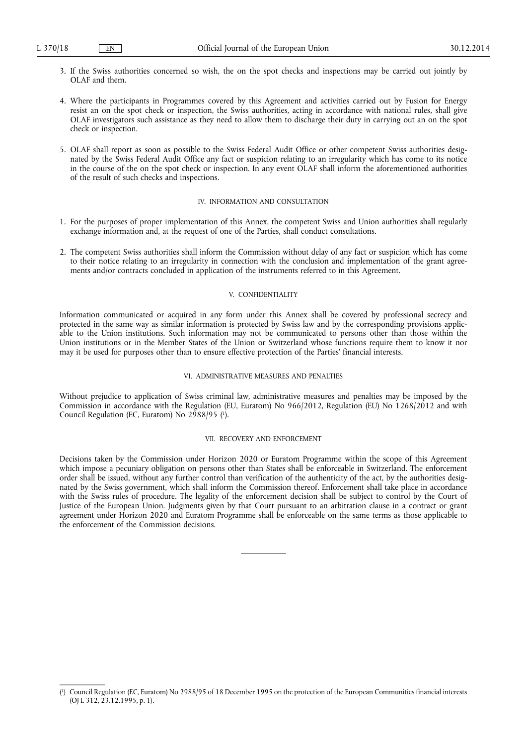3. If the Swiss authorities concerned so wish, the on the spot checks and inspections may be carried out jointly by OLAF and them.

4. Where the participants in Programmes covered by this Agreement and activities carried out by Fusion for Energy resist an on the spot check or inspection, the Swiss authorities, acting in accordance with national rules, shall give OLAF investigators such assistance as they need to allow them to discharge their duty in carrying out an on the spot check or inspection.

5. OLAF shall report as soon as possible to the Swiss Federal Audit Office or other competent Swiss authorities designated by the Swiss Federal Audit Office any fact or suspicion relating to an irregularity which has come to its notice in the course of the on the spot check or inspection. In any event OLAF shall inform the aforementioned authorities of the result of such checks and inspections.

## IV. INFORMATION AND CONSULTATION

1. For the purposes of proper implementation of this Annex, the competent Swiss and Union authorities shall regularly exchange information and, at the request of one of the Parties, shall conduct consultations.

2. The competent Swiss authorities shall inform the Commission without delay of any fact or suspicion which has come to their notice relating to an irregularity in connection with the conclusion and implementation of the grant agreements and/or contracts concluded in application of the instruments referred to in this Agreement.

## V. CONFIDENTIALITY

Information communicated or acquired in any form under this Annex shall be covered by professional secrecy and protected in the same way as similar information is protected by Swiss law and by the corresponding provisions applicable to the Union institutions. Such information may not be communicated to persons other than those within the Union institutions or in the Member States of the Union or Switzerland whose functions require them to know it nor may it be used for purposes other than to ensure effective protection of the Parties' financial interests.

## VI. ADMINISTRATIVE MEASURES AND PENALTIES

Without prejudice to application of Swiss criminal law, administrative measures and penalties may be imposed by the Commission in accordance with the Regulation (EU, Euratom) No 966/2012, Regulation (EU) No 1268/2012 and with Council Regulation (EC, Euratom) No 2988/95 [1].

## VII. RECOVERY AND ENFORCEMENT

Decisions taken by the Commission under Horizon 2020 or Euratom Programme within the scope of this Agreement which impose a pecuniary obligation on persons other than States shall be enforceable in Switzerland. The enforcement order shall be issued, without any further control than verification of the authenticity of the act, by the authorities designated by the Swiss government, which shall inform the Commission thereof. Enforcement shall take place in accordance with the Swiss rules of procedure. The legality of the enforcement decision shall be subject to control by the Court of Justice of the European Union. Judgments given by that Court pursuant to an arbitration clause in a contract or grant agreement under Horizon 2020 and Euratom Programme shall be enforceable on the same terms as those applicable to the enforcement of the Commission decisions.

---

[1] Council Regulation (EC, Euratom) No 2988/95 of 18 December 1995 on the protection of the European Communities financial interests (OJ L 312, 23.12.1995, p. 1).